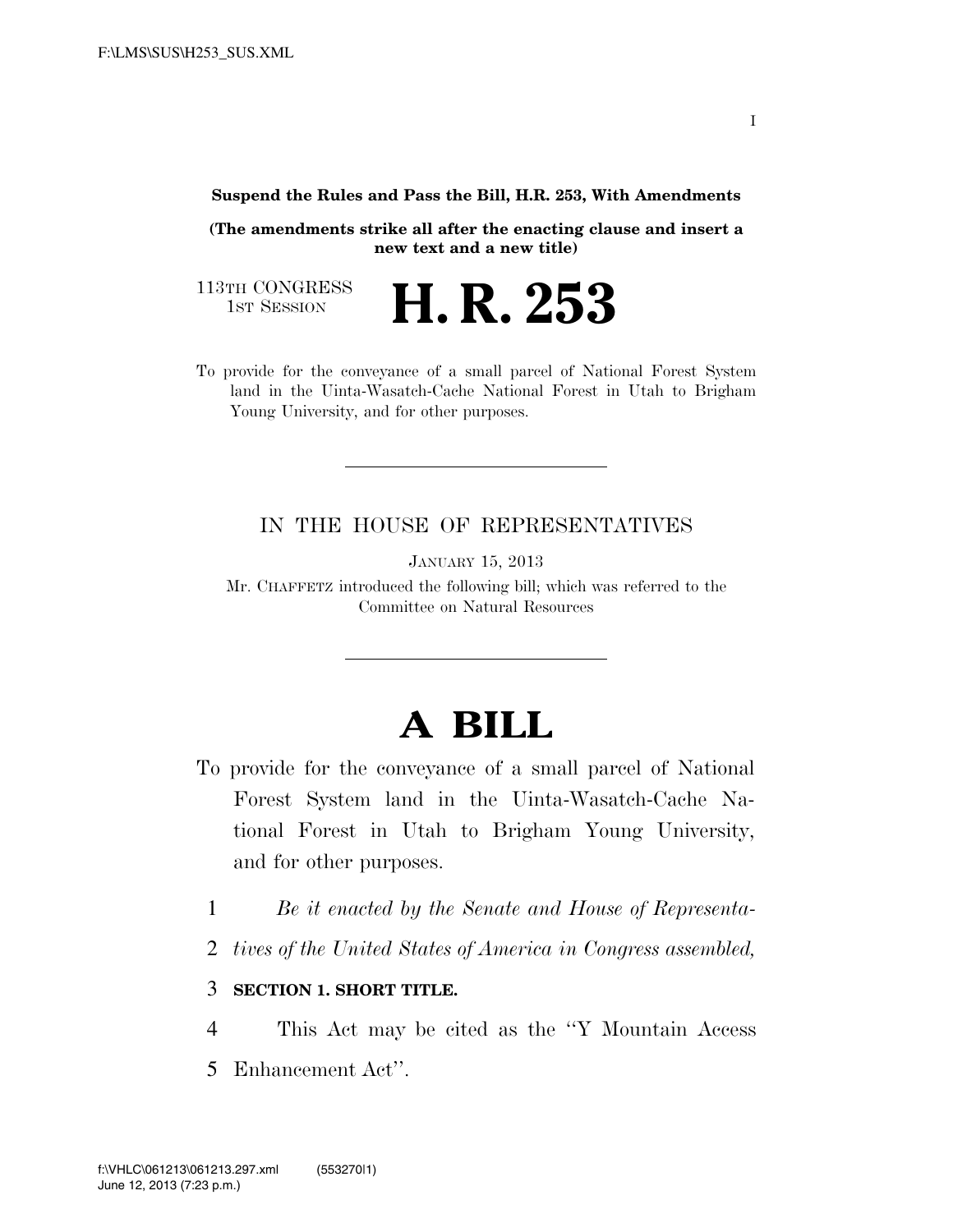**Suspend the Rules and Pass the Bill, H.R. 253, With Amendments**

**(The amendments strike all after the enacting clause and insert a new text and a new title)**

113TH CONGRESS
1ST SESSION

# H. R. 253

To provide for the conveyance of a small parcel of National Forest System land in the Uinta-Wasatch-Cache National Forest in Utah to Brigham Young University, and for other purposes.

IN THE HOUSE OF REPRESENTATIVES

JANUARY 15, 2013

Mr. CHAFFETZ introduced the following bill; which was referred to the Committee on Natural Resources

# A BILL

To provide for the conveyance of a small parcel of National Forest System land in the Uinta-Wasatch-Cache National Forest in Utah to Brigham Young University, and for other purposes.

1 *Be it enacted by the Senate and House of Representa-*
2 *tives of the United States of America in Congress assembled,*

3 **SECTION 1. SHORT TITLE.**

4 This Act may be cited as the ''Y Mountain Access
5 Enhancement Act''.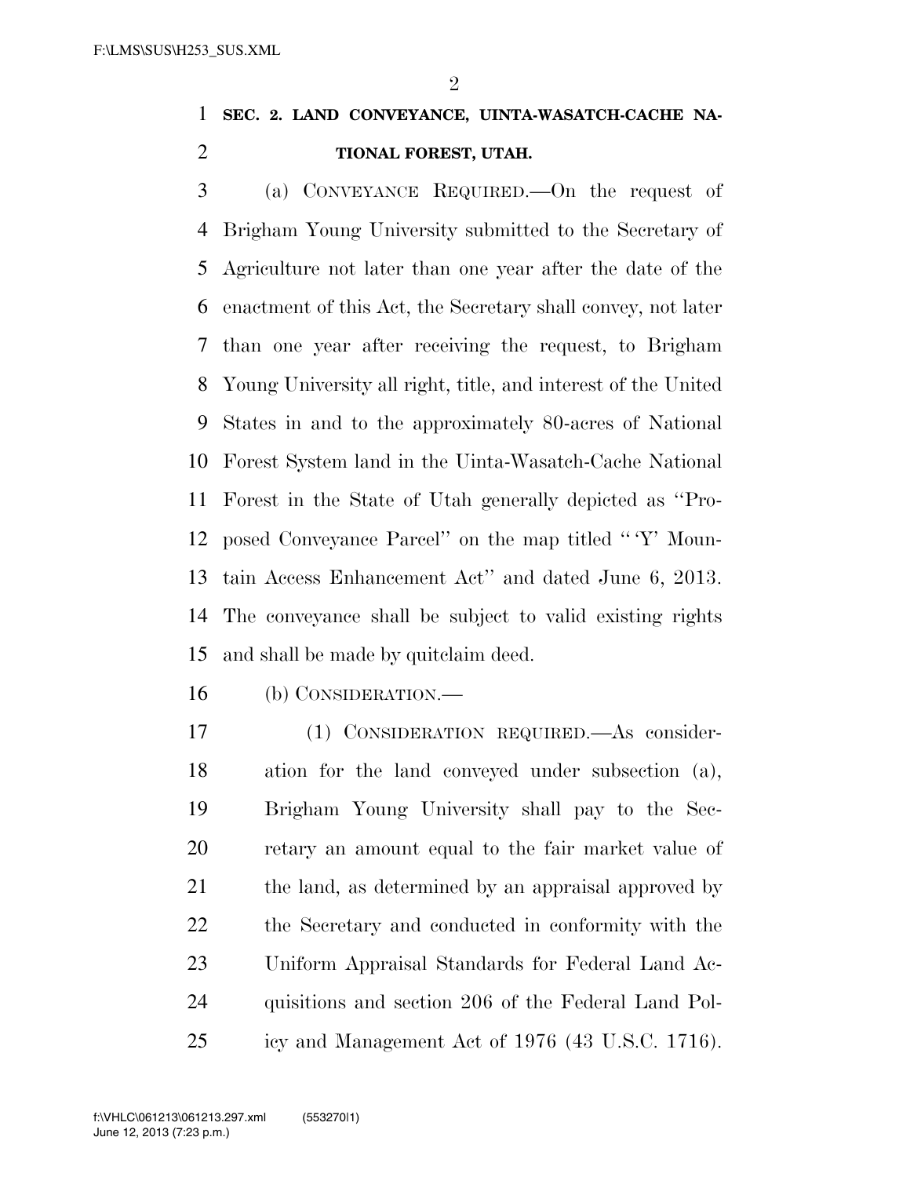**SEC. 2. LAND CONVEYANCE, UINTA-WASATCH-CACHE NATIONAL FOREST, UTAH.**

(a) CONVEYANCE REQUIRED.—On the request of Brigham Young University submitted to the Secretary of Agriculture not later than one year after the date of the enactment of this Act, the Secretary shall convey, not later than one year after receiving the request, to Brigham Young University all right, title, and interest of the United States in and to the approximately 80-acres of National Forest System land in the Uinta-Wasatch-Cache National Forest in the State of Utah generally depicted as "Proposed Conveyance Parcel" on the map titled "'Y' Mountain Access Enhancement Act" and dated June 6, 2013. The conveyance shall be subject to valid existing rights and shall be made by quitclaim deed.

(b) CONSIDERATION.—

(1) CONSIDERATION REQUIRED.—As consideration for the land conveyed under subsection (a), Brigham Young University shall pay to the Secretary an amount equal to the fair market value of the land, as determined by an appraisal approved by the Secretary and conducted in conformity with the Uniform Appraisal Standards for Federal Land Acquisitions and section 206 of the Federal Land Policy and Management Act of 1976 (43 U.S.C. 1716).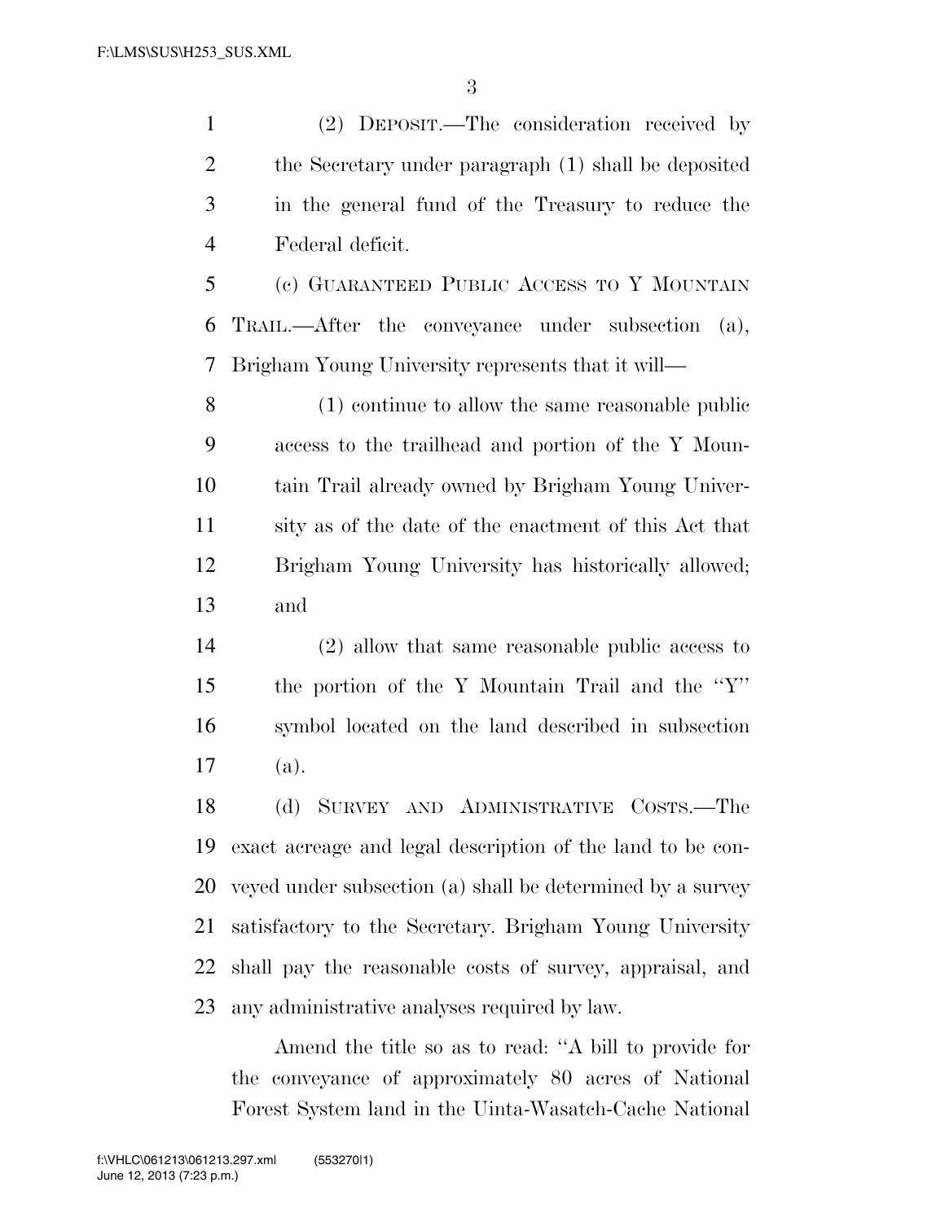(2) DEPOSIT.—The consideration received by the Secretary under paragraph (1) shall be deposited in the general fund of the Treasury to reduce the Federal deficit.

(c) GUARANTEED PUBLIC ACCESS TO Y MOUNTAIN TRAIL.—After the conveyance under subsection (a), Brigham Young University represents that it will—

(1) continue to allow the same reasonable public access to the trailhead and portion of the Y Mountain Trail already owned by Brigham Young University as of the date of the enactment of this Act that Brigham Young University has historically allowed; and

(2) allow that same reasonable public access to the portion of the Y Mountain Trail and the ''Y'' symbol located on the land described in subsection (a).

(d) SURVEY AND ADMINISTRATIVE COSTS.—The exact acreage and legal description of the land to be conveyed under subsection (a) shall be determined by a survey satisfactory to the Secretary. Brigham Young University shall pay the reasonable costs of survey, appraisal, and any administrative analyses required by law.

Amend the title so as to read: ''A bill to provide for the conveyance of approximately 80 acres of National Forest System land in the Uinta-Wasatch-Cache National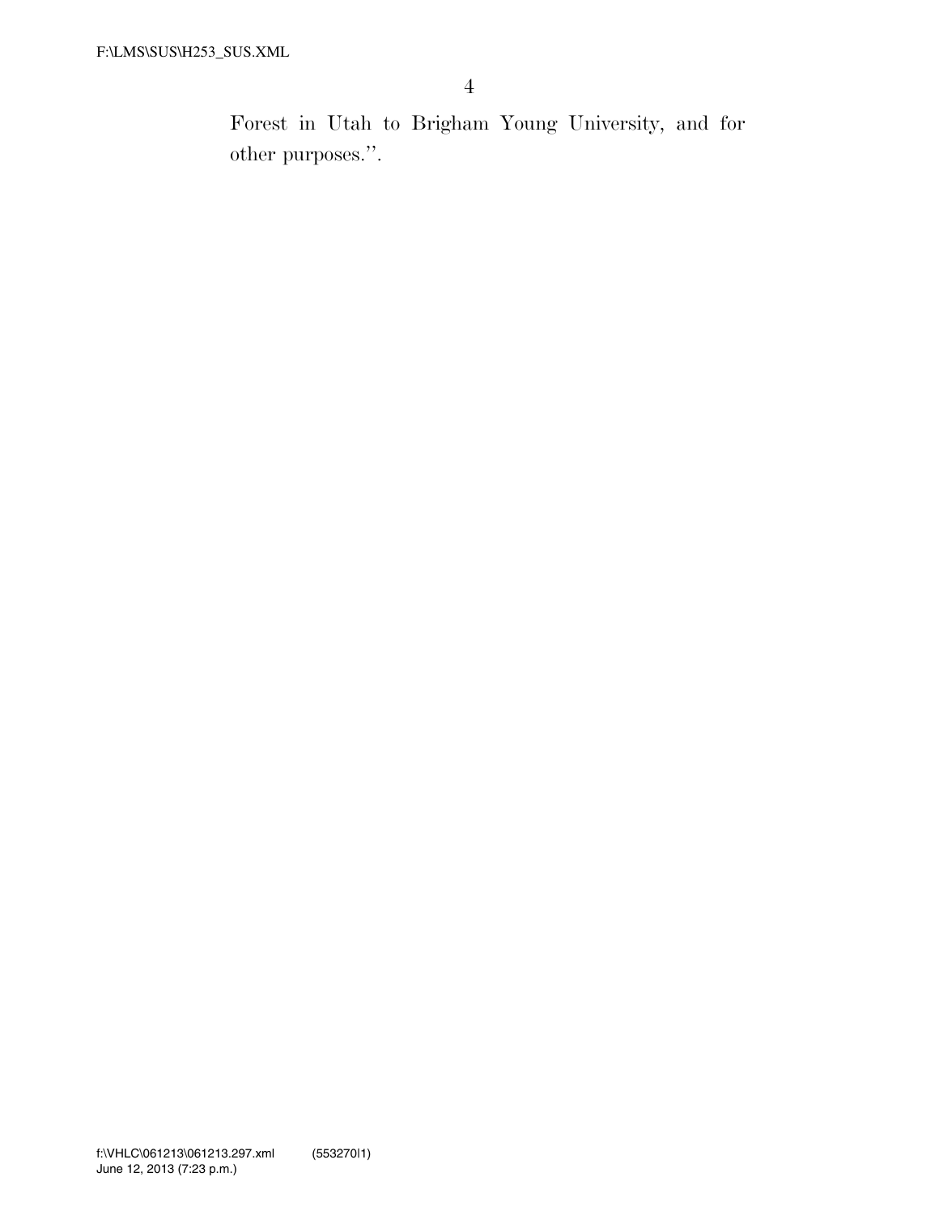Forest in Utah to Brigham Young University, and for other purposes.''.